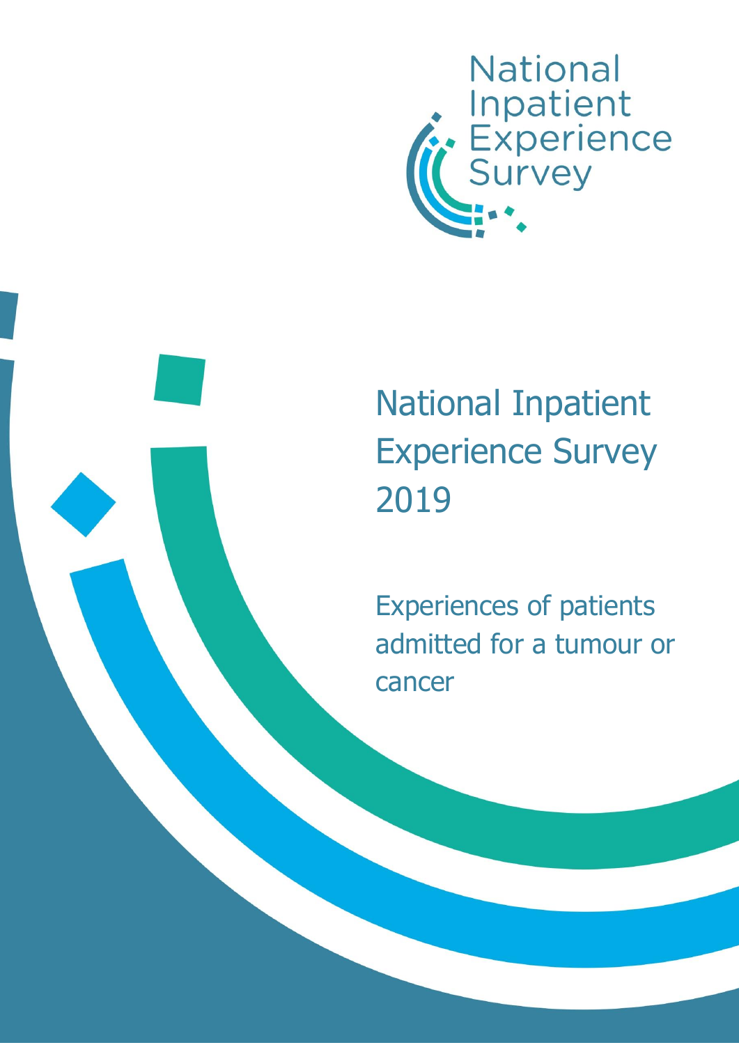National Inpatient Experience Survey

# National Inpatient Experience Survey 2019

## Experiences of patients admitted for a tumour or cancer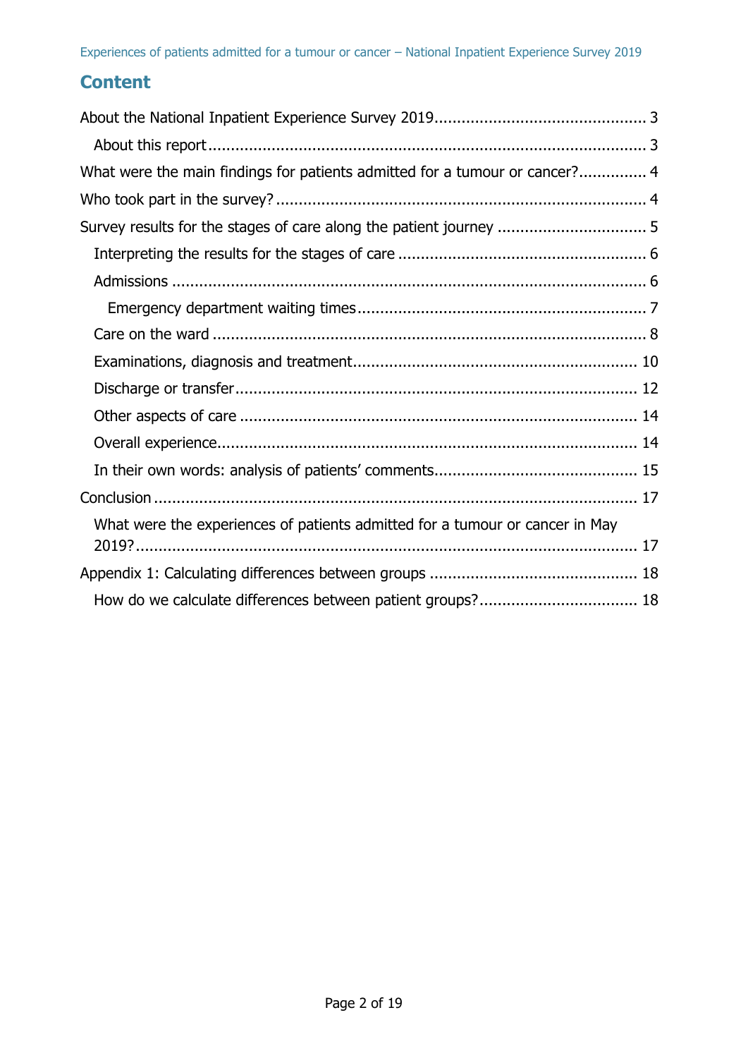## Content

- About the National Inpatient Experience Survey 2019 .... 3
  - About this report .... 3
- What were the main findings for patients admitted for a tumour or cancer? .... 4
- Who took part in the survey? .... 4
- Survey results for the stages of care along the patient journey .... 5
  - Interpreting the results for the stages of care .... 6
  - Admissions .... 6
    - Emergency department waiting times .... 7
  - Care on the ward .... 8
  - Examinations, diagnosis and treatment .... 10
  - Discharge or transfer .... 12
  - Other aspects of care .... 14
  - Overall experience .... 14
  - In their own words: analysis of patients' comments .... 15
- Conclusion .... 17
  - What were the experiences of patients admitted for a tumour or cancer in May 2019? .... 17
- Appendix 1: Calculating differences between groups .... 18
  - How do we calculate differences between patient groups? .... 18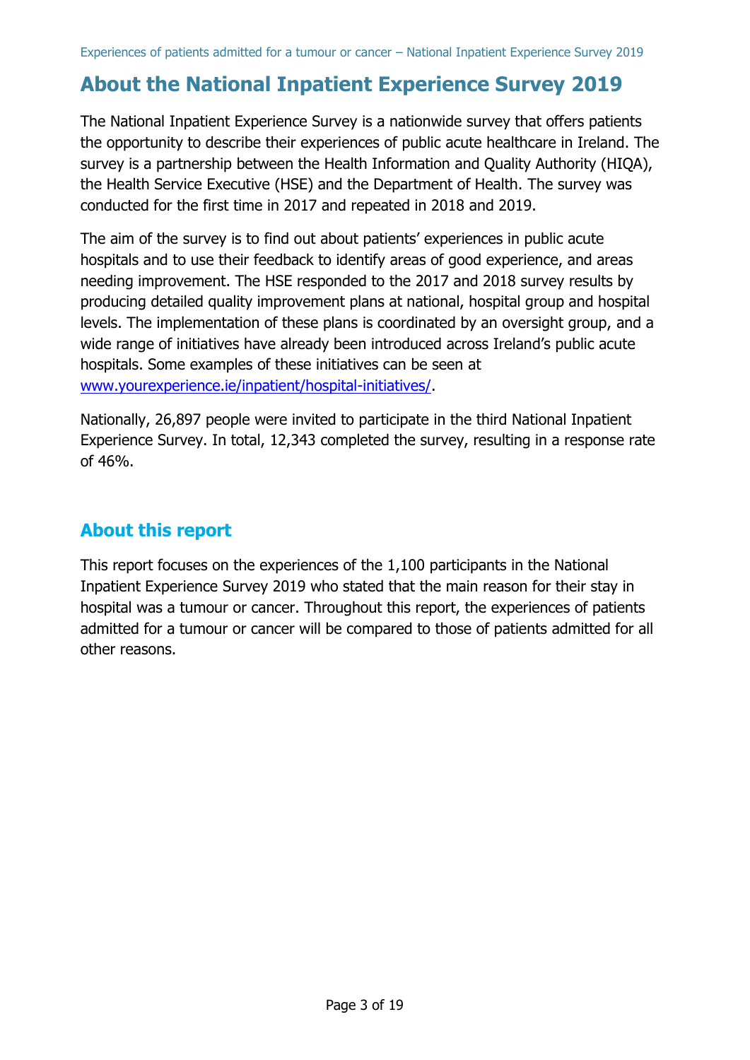# About the National Inpatient Experience Survey 2019

The National Inpatient Experience Survey is a nationwide survey that offers patients the opportunity to describe their experiences of public acute healthcare in Ireland. The survey is a partnership between the Health Information and Quality Authority (HIQA), the Health Service Executive (HSE) and the Department of Health. The survey was conducted for the first time in 2017 and repeated in 2018 and 2019.

The aim of the survey is to find out about patients' experiences in public acute hospitals and to use their feedback to identify areas of good experience, and areas needing improvement. The HSE responded to the 2017 and 2018 survey results by producing detailed quality improvement plans at national, hospital group and hospital levels. The implementation of these plans is coordinated by an oversight group, and a wide range of initiatives have already been introduced across Ireland's public acute hospitals. Some examples of these initiatives can be seen at [www.yourexperience.ie/inpatient/hospital-initiatives/](www.yourexperience.ie/inpatient/hospital-initiatives/).

Nationally, 26,897 people were invited to participate in the third National Inpatient Experience Survey. In total, 12,343 completed the survey, resulting in a response rate of 46%.

## About this report

This report focuses on the experiences of the 1,100 participants in the National Inpatient Experience Survey 2019 who stated that the main reason for their stay in hospital was a tumour or cancer. Throughout this report, the experiences of patients admitted for a tumour or cancer will be compared to those of patients admitted for all other reasons.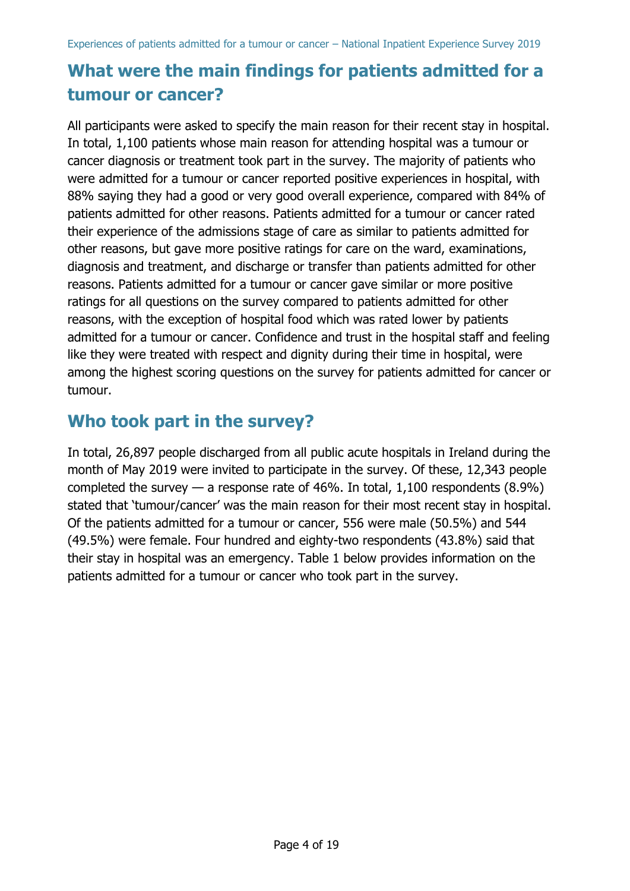## What were the main findings for patients admitted for a tumour or cancer?

All participants were asked to specify the main reason for their recent stay in hospital. In total, 1,100 patients whose main reason for attending hospital was a tumour or cancer diagnosis or treatment took part in the survey. The majority of patients who were admitted for a tumour or cancer reported positive experiences in hospital, with 88% saying they had a good or very good overall experience, compared with 84% of patients admitted for other reasons. Patients admitted for a tumour or cancer rated their experience of the admissions stage of care as similar to patients admitted for other reasons, but gave more positive ratings for care on the ward, examinations, diagnosis and treatment, and discharge or transfer than patients admitted for other reasons. Patients admitted for a tumour or cancer gave similar or more positive ratings for all questions on the survey compared to patients admitted for other reasons, with the exception of hospital food which was rated lower by patients admitted for a tumour or cancer. Confidence and trust in the hospital staff and feeling like they were treated with respect and dignity during their time in hospital, were among the highest scoring questions on the survey for patients admitted for cancer or tumour.

## Who took part in the survey?

In total, 26,897 people discharged from all public acute hospitals in Ireland during the month of May 2019 were invited to participate in the survey. Of these, 12,343 people completed the survey — a response rate of 46%. In total, 1,100 respondents (8.9%) stated that 'tumour/cancer' was the main reason for their most recent stay in hospital. Of the patients admitted for a tumour or cancer, 556 were male (50.5%) and 544 (49.5%) were female. Four hundred and eighty-two respondents (43.8%) said that their stay in hospital was an emergency. Table 1 below provides information on the patients admitted for a tumour or cancer who took part in the survey.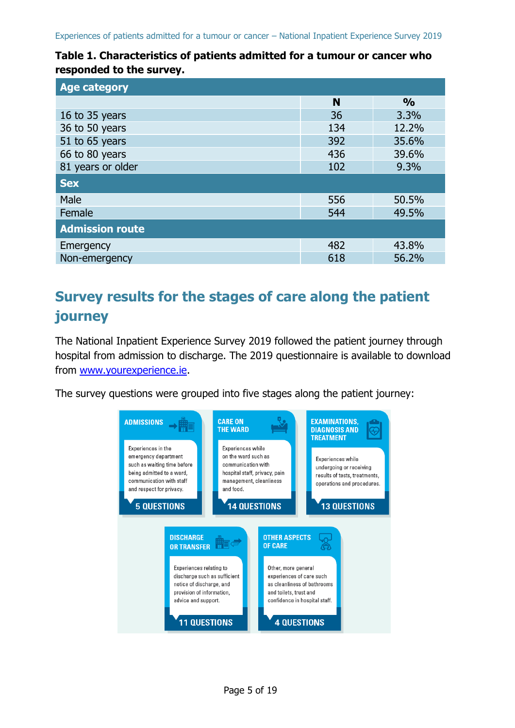**Table 1. Characteristics of patients admitted for a tumour or cancer who responded to the survey.**

| Age category | N | % |
|---|---|---|
| 16 to 35 years | 36 | 3.3% |
| 36 to 50 years | 134 | 12.2% |
| 51 to 65 years | 392 | 35.6% |
| 66 to 80 years | 436 | 39.6% |
| 81 years or older | 102 | 9.3% |
| **Sex** | | |
| Male | 556 | 50.5% |
| Female | 544 | 49.5% |
| **Admission route** | | |
| Emergency | 482 | 43.8% |
| Non-emergency | 618 | 56.2% |

## Survey results for the stages of care along the patient journey

The National Inpatient Experience Survey 2019 followed the patient journey through hospital from admission to discharge. The 2019 questionnaire is available to download from [www.yourexperience.ie](www.yourexperience.ie).

The survey questions were grouped into five stages along the patient journey:

**ADMISSIONS**
Experiences in the emergency department such as waiting time before being admitted to a ward, communication with staff and respect for privacy.
**5 QUESTIONS**

**CARE ON THE WARD**
Experiences while on the ward such as communication with hospital staff, privacy, pain management, cleanliness and food.
**14 QUESTIONS**

**EXAMINATIONS, DIAGNOSIS AND TREATMENT**
Experiences while undergoing or receiving results of tests, treatments, operations and procedures.
**13 QUESTIONS**

**DISCHARGE OR TRANSFER**
Experiences relating to discharge such as sufficient notice of discharge, and provision of information, advice and support.
**11 QUESTIONS**

**OTHER ASPECTS OF CARE**
Other, more general experiences of care such as cleanliness of bathrooms and toilets, trust and confidence in hospital staff.
**4 QUESTIONS**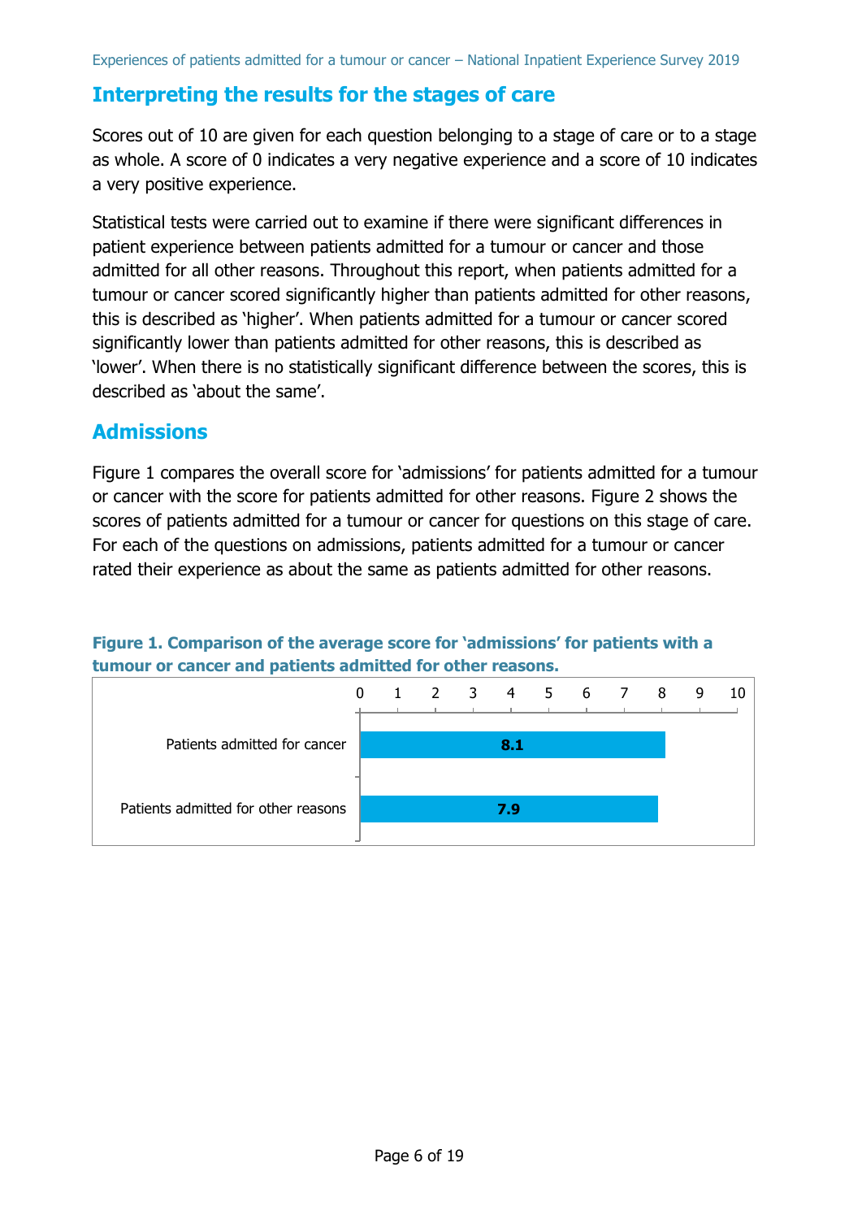## Interpreting the results for the stages of care

Scores out of 10 are given for each question belonging to a stage of care or to a stage as whole. A score of 0 indicates a very negative experience and a score of 10 indicates a very positive experience.

Statistical tests were carried out to examine if there were significant differences in patient experience between patients admitted for a tumour or cancer and those admitted for all other reasons. Throughout this report, when patients admitted for a tumour or cancer scored significantly higher than patients admitted for other reasons, this is described as 'higher'. When patients admitted for a tumour or cancer scored significantly lower than patients admitted for other reasons, this is described as 'lower'. When there is no statistically significant difference between the scores, this is described as 'about the same'.

## Admissions

Figure 1 compares the overall score for 'admissions' for patients admitted for a tumour or cancer with the score for patients admitted for other reasons. Figure 2 shows the scores of patients admitted for a tumour or cancer for questions on this stage of care. For each of the questions on admissions, patients admitted for a tumour or cancer rated their experience as about the same as patients admitted for other reasons.

**Figure 1. Comparison of the average score for 'admissions' for patients with a tumour or cancer and patients admitted for other reasons.**

| | Score (0–10) |
|---|---|
| Patients admitted for cancer | 8.1 |
| Patients admitted for other reasons | 7.9 |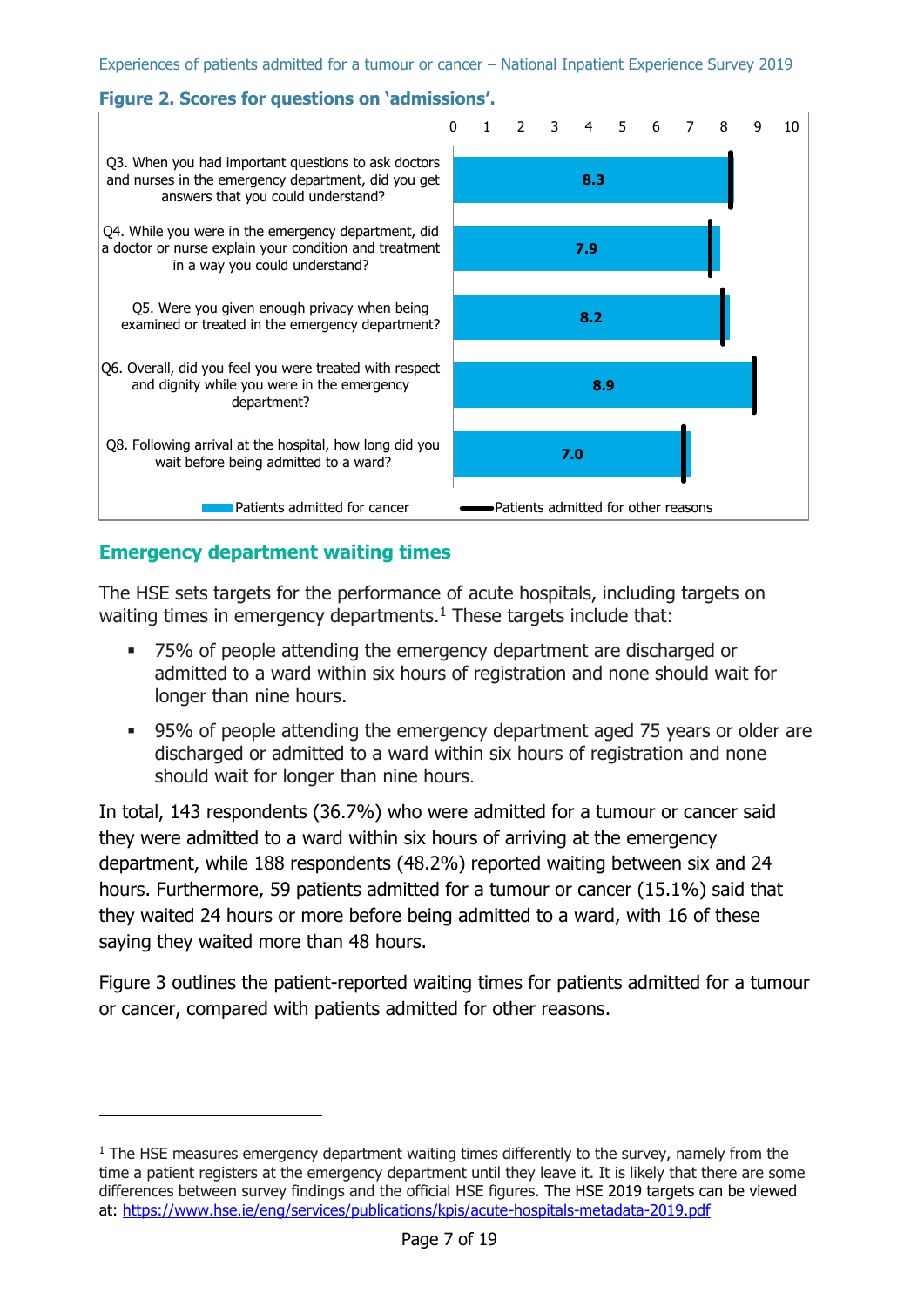**Figure 2. Scores for questions on 'admissions'.**

| Question | Patients admitted for cancer |
|---|---|
| Q3. When you had important questions to ask doctors and nurses in the emergency department, did you get answers that you could understand? | 8.3 |
| Q4. While you were in the emergency department, did a doctor or nurse explain your condition and treatment in a way you could understand? | 7.9 |
| Q5. Were you given enough privacy when being examined or treated in the emergency department? | 8.2 |
| Q6. Overall, did you feel you were treated with respect and dignity while you were in the emergency department? | 8.9 |
| Q8. Following arrival at the hospital, how long did you wait before being admitted to a ward? | 7.0 |

Patients admitted for cancer — Patients admitted for other reasons

## Emergency department waiting times

The HSE sets targets for the performance of acute hospitals, including targets on waiting times in emergency departments.[1] These targets include that:

- 75% of people attending the emergency department are discharged or admitted to a ward within six hours of registration and none should wait for longer than nine hours.
- 95% of people attending the emergency department aged 75 years or older are discharged or admitted to a ward within six hours of registration and none should wait for longer than nine hours.

In total, 143 respondents (36.7%) who were admitted for a tumour or cancer said they were admitted to a ward within six hours of arriving at the emergency department, while 188 respondents (48.2%) reported waiting between six and 24 hours. Furthermore, 59 patients admitted for a tumour or cancer (15.1%) said that they waited 24 hours or more before being admitted to a ward, with 16 of these saying they waited more than 48 hours.

Figure 3 outlines the patient-reported waiting times for patients admitted for a tumour or cancer, compared with patients admitted for other reasons.

[1] The HSE measures emergency department waiting times differently to the survey, namely from the time a patient registers at the emergency department until they leave it. It is likely that there are some differences between survey findings and the official HSE figures. The HSE 2019 targets can be viewed at: https://www.hse.ie/eng/services/publications/kpis/acute-hospitals-metadata-2019.pdf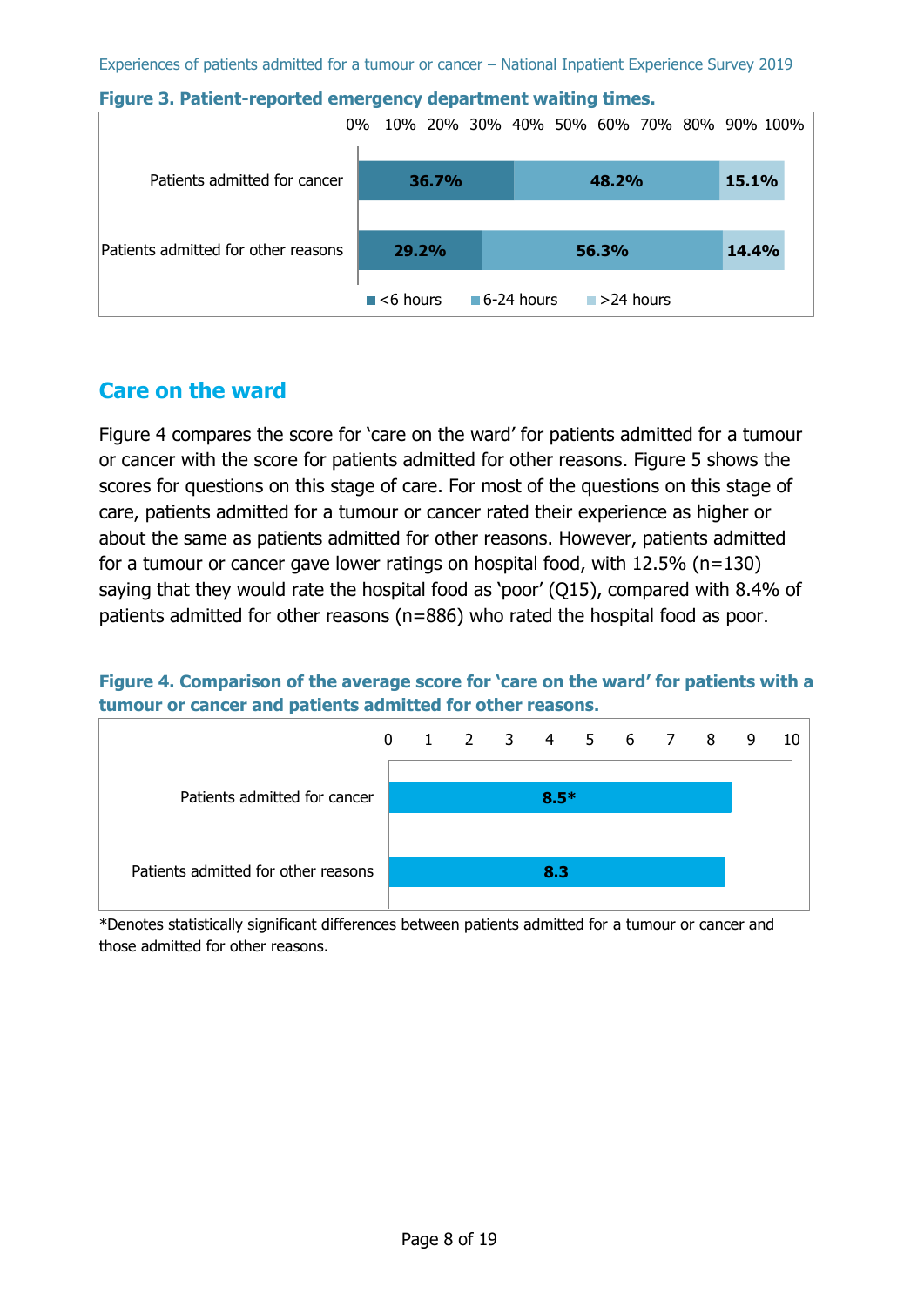**Figure 3. Patient-reported emergency department waiting times.**

| | <6 hours | 6-24 hours | >24 hours |
|---|---|---|---|
| Patients admitted for cancer | 36.7% | 48.2% | 15.1% |
| Patients admitted for other reasons | 29.2% | 56.3% | 14.4% |

## Care on the ward

Figure 4 compares the score for 'care on the ward' for patients admitted for a tumour or cancer with the score for patients admitted for other reasons. Figure 5 shows the scores for questions on this stage of care. For most of the questions on this stage of care, patients admitted for a tumour or cancer rated their experience as higher or about the same as patients admitted for other reasons. However, patients admitted for a tumour or cancer gave lower ratings on hospital food, with 12.5% (n=130) saying that they would rate the hospital food as 'poor' (Q15), compared with 8.4% of patients admitted for other reasons (n=886) who rated the hospital food as poor.

**Figure 4. Comparison of the average score for 'care on the ward' for patients with a tumour or cancer and patients admitted for other reasons.**

| | Score |
|---|---|
| Patients admitted for cancer | 8.5* |
| Patients admitted for other reasons | 8.3 |

*Denotes statistically significant differences between patients admitted for a tumour or cancer and those admitted for other reasons.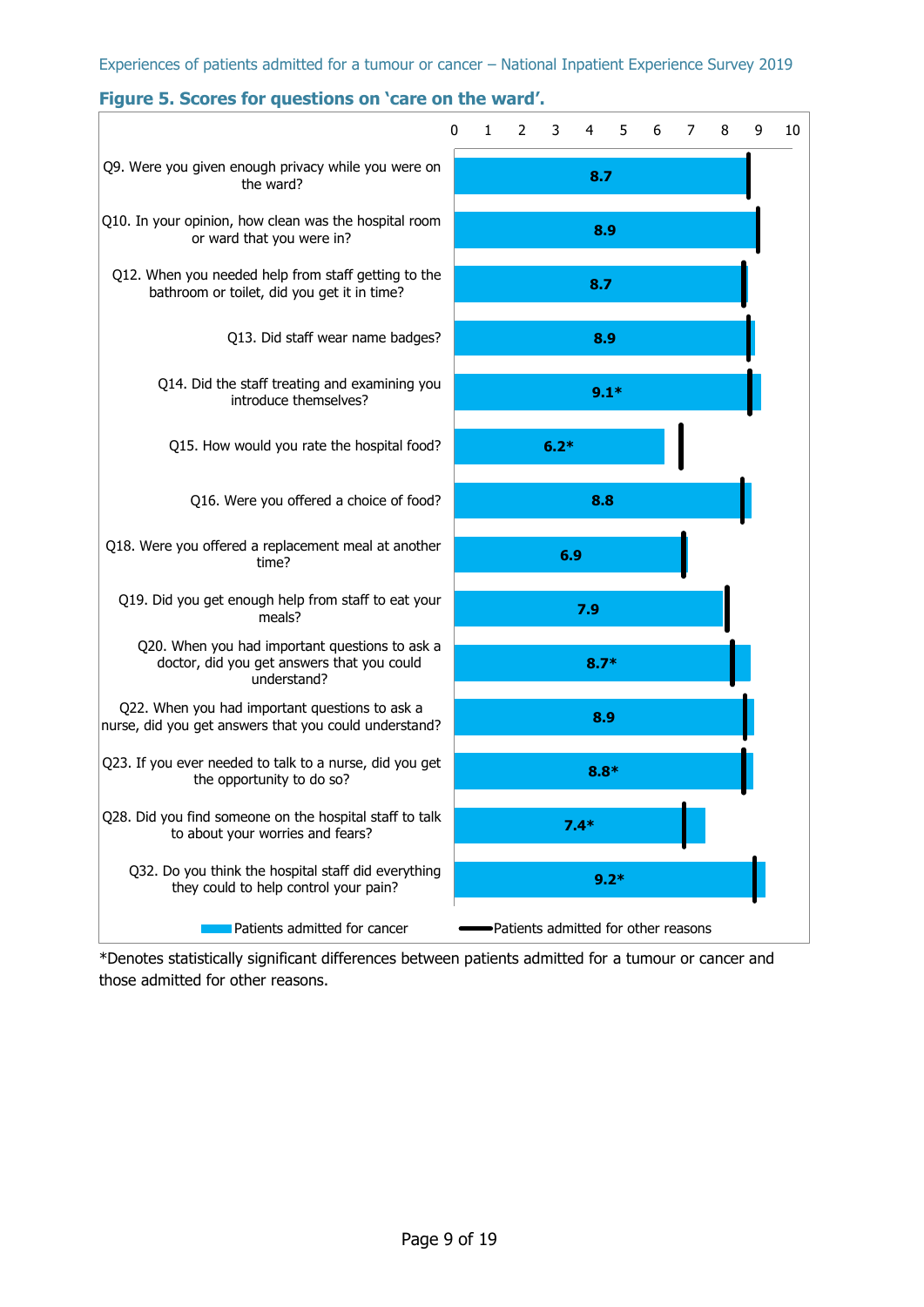**Figure 5. Scores for questions on 'care on the ward'.**

| Question | Patients admitted for cancer |
|---|---|
| Q9. Were you given enough privacy while you were on the ward? | 8.7 |
| Q10. In your opinion, how clean was the hospital room or ward that you were in? | 8.9 |
| Q12. When you needed help from staff getting to the bathroom or toilet, did you get it in time? | 8.7 |
| Q13. Did staff wear name badges? | 8.9 |
| Q14. Did the staff treating and examining you introduce themselves? | 9.1* |
| Q15. How would you rate the hospital food? | 6.2* |
| Q16. Were you offered a choice of food? | 8.8 |
| Q18. Were you offered a replacement meal at another time? | 6.9 |
| Q19. Did you get enough help from staff to eat your meals? | 7.9 |
| Q20. When you had important questions to ask a doctor, did you get answers that you could understand? | 8.7* |
| Q22. When you had important questions to ask a nurse, did you get answers that you could understand? | 8.9 |
| Q23. If you ever needed to talk to a nurse, did you get the opportunity to do so? | 8.8* |
| Q28. Did you find someone on the hospital staff to talk to about your worries and fears? | 7.4* |
| Q32. Do you think the hospital staff did everything they could to help control your pain? | 9.2* |

Legend: Patients admitted for cancer (bars); Patients admitted for other reasons (markers)

*Denotes statistically significant differences between patients admitted for a tumour or cancer and those admitted for other reasons.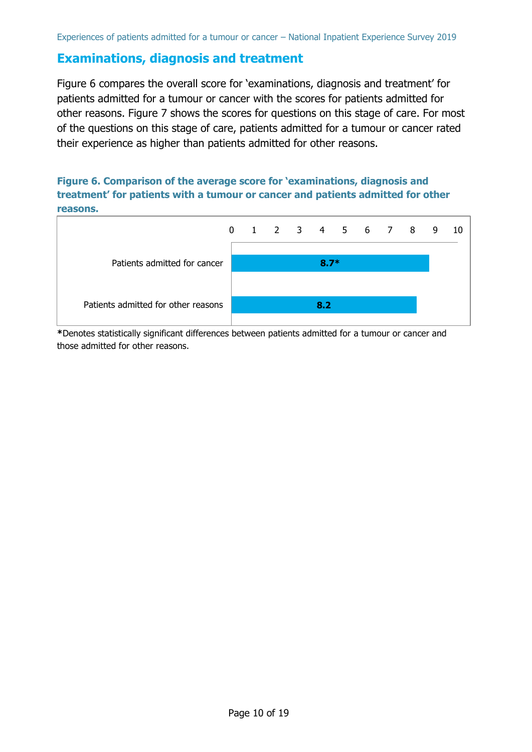## Examinations, diagnosis and treatment

Figure 6 compares the overall score for 'examinations, diagnosis and treatment' for patients admitted for a tumour or cancer with the scores for patients admitted for other reasons. Figure 7 shows the scores for questions on this stage of care. For most of the questions on this stage of care, patients admitted for a tumour or cancer rated their experience as higher than patients admitted for other reasons.

**Figure 6. Comparison of the average score for 'examinations, diagnosis and treatment' for patients with a tumour or cancer and patients admitted for other reasons.**

| | Score (0–10) |
|---|---|
| Patients admitted for cancer | 8.7* |
| Patients admitted for other reasons | 8.2 |

**\***Denotes statistically significant differences between patients admitted for a tumour or cancer and those admitted for other reasons.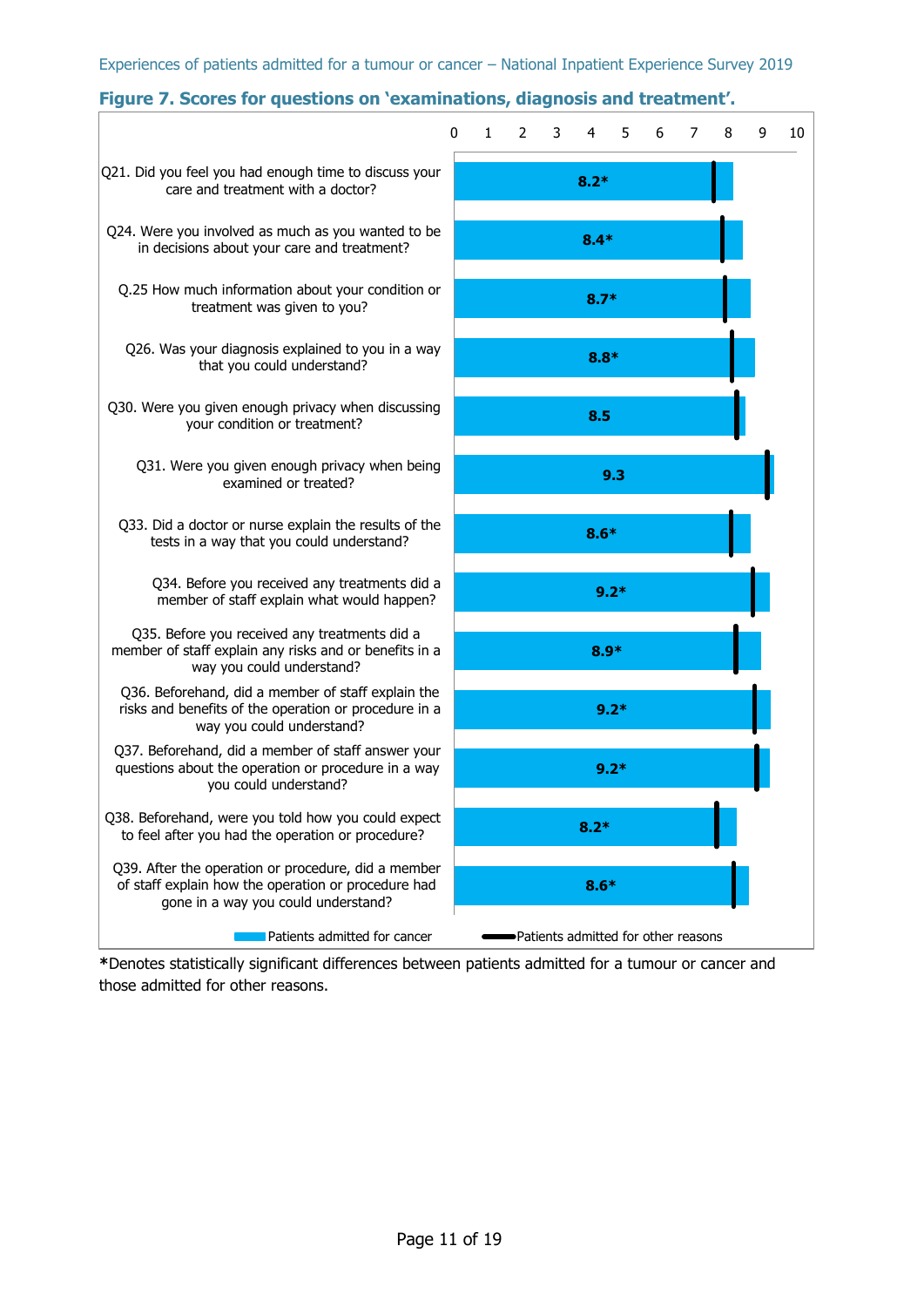**Figure 7. Scores for questions on 'examinations, diagnosis and treatment'.**

| Question | Patients admitted for cancer |
|---|---|
| Q21. Did you feel you had enough time to discuss your care and treatment with a doctor? | 8.2* |
| Q24. Were you involved as much as you wanted to be in decisions about your care and treatment? | 8.4* |
| Q.25 How much information about your condition or treatment was given to you? | 8.7* |
| Q26. Was your diagnosis explained to you in a way that you could understand? | 8.8* |
| Q30. Were you given enough privacy when discussing your condition or treatment? | 8.5 |
| Q31. Were you given enough privacy when being examined or treated? | 9.3 |
| Q33. Did a doctor or nurse explain the results of the tests in a way that you could understand? | 8.6* |
| Q34. Before you received any treatments did a member of staff explain what would happen? | 9.2* |
| Q35. Before you received any treatments did a member of staff explain any risks and or benefits in a way you could understand? | 8.9* |
| Q36. Beforehand, did a member of staff explain the risks and benefits of the operation or procedure in a way you could understand? | 9.2* |
| Q37. Beforehand, did a member of staff answer your questions about the operation or procedure in a way you could understand? | 9.2* |
| Q38. Beforehand, were you told how you could expect to feel after you had the operation or procedure? | 8.2* |
| Q39. After the operation or procedure, did a member of staff explain how the operation or procedure had gone in a way you could understand? | 8.6* |

Legend: Patients admitted for cancer; Patients admitted for other reasons

*Denotes statistically significant differences between patients admitted for a tumour or cancer and those admitted for other reasons.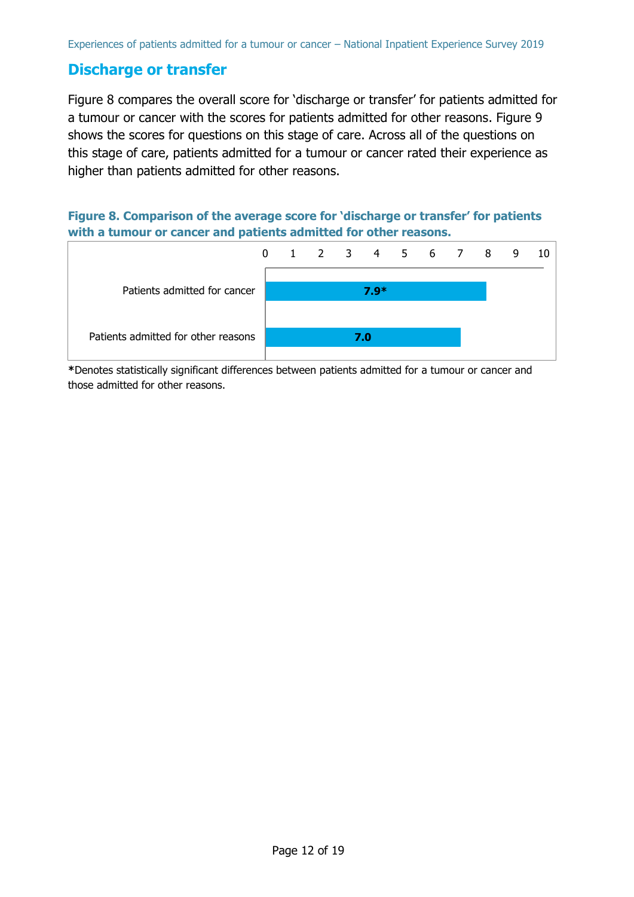## Discharge or transfer

Figure 8 compares the overall score for 'discharge or transfer' for patients admitted for a tumour or cancer with the scores for patients admitted for other reasons. Figure 9 shows the scores for questions on this stage of care. Across all of the questions on this stage of care, patients admitted for a tumour or cancer rated their experience as higher than patients admitted for other reasons.

**Figure 8. Comparison of the average score for 'discharge or transfer' for patients with a tumour or cancer and patients admitted for other reasons.**

| | Score (0–10) |
|---|---|
| Patients admitted for cancer | 7.9* |
| Patients admitted for other reasons | 7.0 |

**\***Denotes statistically significant differences between patients admitted for a tumour or cancer and those admitted for other reasons.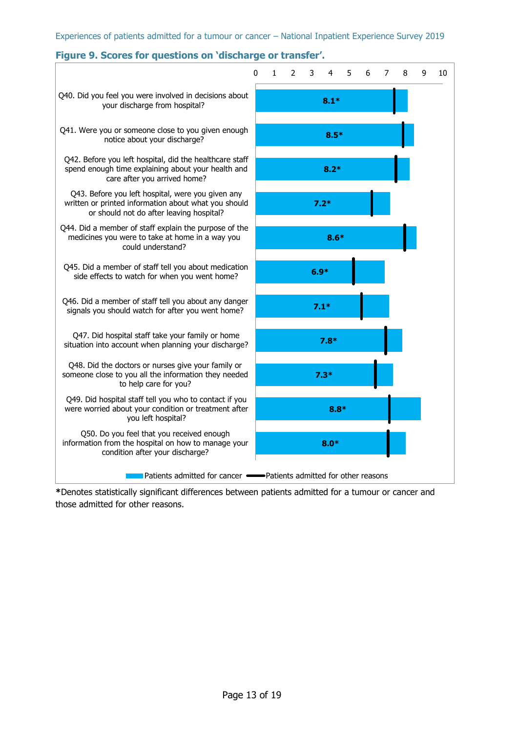**Figure 9. Scores for questions on 'discharge or transfer'.**

| Question | Patients admitted for cancer |
| --- | --- |
| Q40. Did you feel you were involved in decisions about your discharge from hospital? | 8.1* |
| Q41. Were you or someone close to you given enough notice about your discharge? | 8.5* |
| Q42. Before you left hospital, did the healthcare staff spend enough time explaining about your health and care after you arrived home? | 8.2* |
| Q43. Before you left hospital, were you given any written or printed information about what you should or should not do after leaving hospital? | 7.2* |
| Q44. Did a member of staff explain the purpose of the medicines you were to take at home in a way you could understand? | 8.6* |
| Q45. Did a member of staff tell you about medication side effects to watch for when you went home? | 6.9* |
| Q46. Did a member of staff tell you about any danger signals you should watch for after you went home? | 7.1* |
| Q47. Did hospital staff take your family or home situation into account when planning your discharge? | 7.8* |
| Q48. Did the doctors or nurses give your family or someone close to you all the information they needed to help care for you? | 7.3* |
| Q49. Did hospital staff tell you who to contact if you were worried about your condition or treatment after you left hospital? | 8.8* |
| Q50. Do you feel that you received enough information from the hospital on how to manage your condition after your discharge? | 8.0* |

Legend: Patients admitted for cancer (bar); Patients admitted for other reasons (line)

***Denotes statistically significant differences between patients admitted for a tumour or cancer and those admitted for other reasons.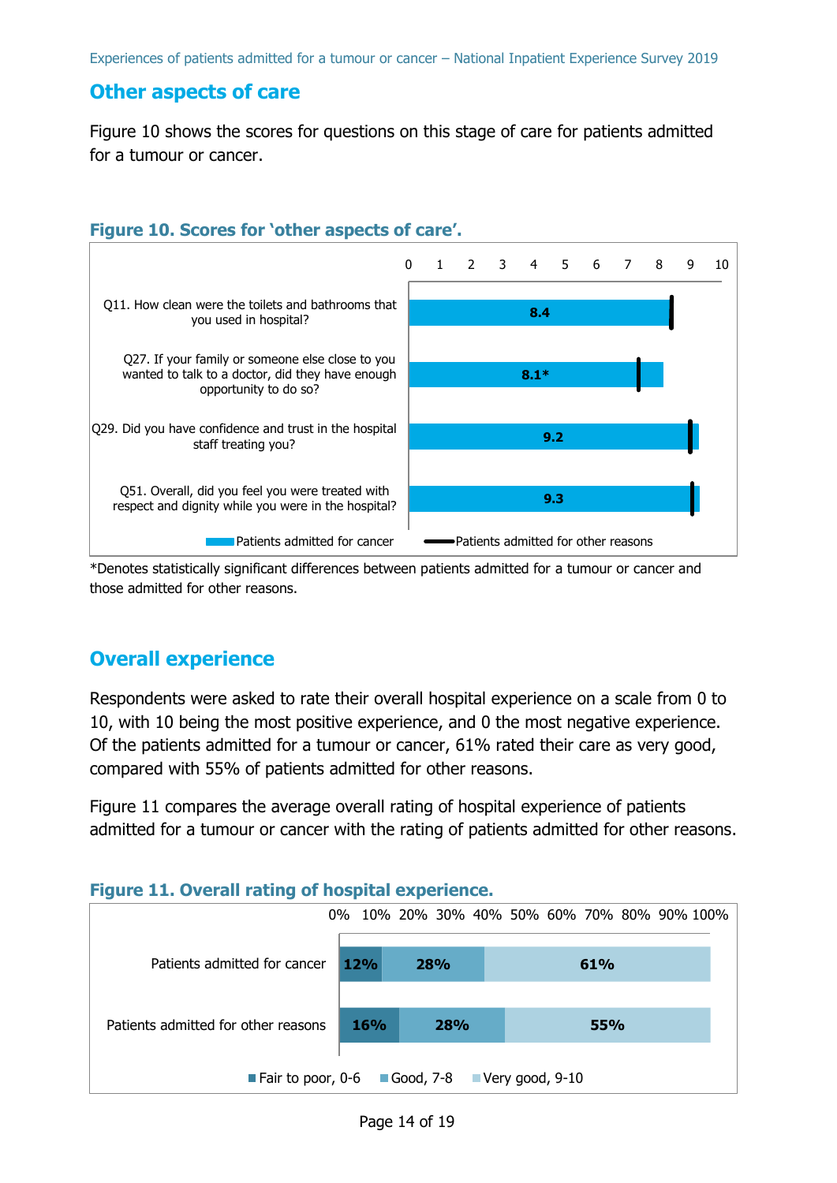## Other aspects of care

Figure 10 shows the scores for questions on this stage of care for patients admitted for a tumour or cancer.

### Figure 10. Scores for 'other aspects of care'.

| Question | Patients admitted for cancer |
|---|---|
| Q11. How clean were the toilets and bathrooms that you used in hospital? | 8.4 |
| Q27. If your family or someone else close to you wanted to talk to a doctor, did they have enough opportunity to do so? | 8.1* |
| Q29. Did you have confidence and trust in the hospital staff treating you? | 9.2 |
| Q51. Overall, did you feel you were treated with respect and dignity while you were in the hospital? | 9.3 |

Legend: Patients admitted for cancer; Patients admitted for other reasons

*Denotes statistically significant differences between patients admitted for a tumour or cancer and those admitted for other reasons.

## Overall experience

Respondents were asked to rate their overall hospital experience on a scale from 0 to 10, with 10 being the most positive experience, and 0 the most negative experience. Of the patients admitted for a tumour or cancer, 61% rated their care as very good, compared with 55% of patients admitted for other reasons.

Figure 11 compares the average overall rating of hospital experience of patients admitted for a tumour or cancer with the rating of patients admitted for other reasons.

### Figure 11. Overall rating of hospital experience.

| | Fair to poor, 0-6 | Good, 7-8 | Very good, 9-10 |
|---|---|---|---|
| Patients admitted for cancer | 12% | 28% | 61% |
| Patients admitted for other reasons | 16% | 28% | 55% |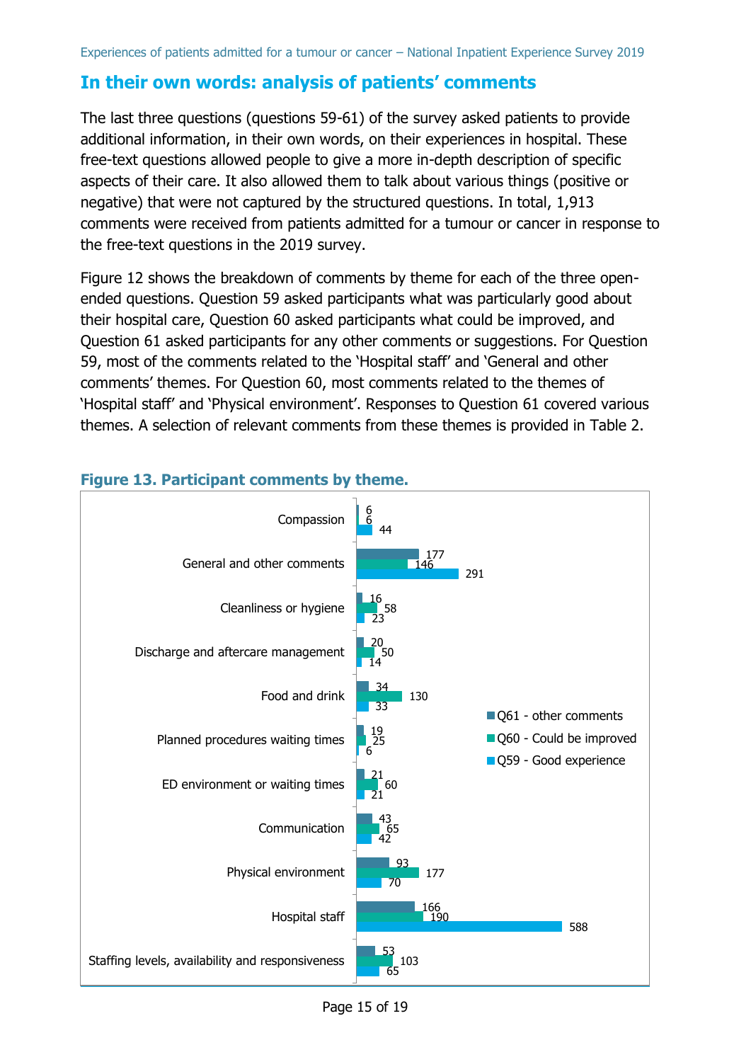## In their own words: analysis of patients' comments

The last three questions (questions 59-61) of the survey asked patients to provide additional information, in their own words, on their experiences in hospital. These free-text questions allowed people to give a more in-depth description of specific aspects of their care. It also allowed them to talk about various things (positive or negative) that were not captured by the structured questions. In total, 1,913 comments were received from patients admitted for a tumour or cancer in response to the free-text questions in the 2019 survey.

Figure 12 shows the breakdown of comments by theme for each of the three open-ended questions. Question 59 asked participants what was particularly good about their hospital care, Question 60 asked participants what could be improved, and Question 61 asked participants for any other comments or suggestions. For Question 59, most of the comments related to the 'Hospital staff' and 'General and other comments' themes. For Question 60, most comments related to the themes of 'Hospital staff' and 'Physical environment'. Responses to Question 61 covered various themes. A selection of relevant comments from these themes is provided in Table 2.

**Figure 13. Participant comments by theme.**

| Theme | Q61 - other comments | Q60 - Could be improved | Q59 - Good experience |
|---|---|---|---|
| Compassion | 6 | 6 | 44 |
| General and other comments | 177 | 146 | 291 |
| Cleanliness or hygiene | 16 | 58 | 23 |
| Discharge and aftercare management | 20 | 50 | 14 |
| Food and drink | 34 | 130 | 33 |
| Planned procedures waiting times | 19 | 25 | 6 |
| ED environment or waiting times | 21 | 60 | 21 |
| Communication | 43 | 65 | 42 |
| Physical environment | 93 | 177 | 70 |
| Hospital staff | 166 | 190 | 588 |
| Staffing levels, availability and responsiveness | 53 | 103 | 65 |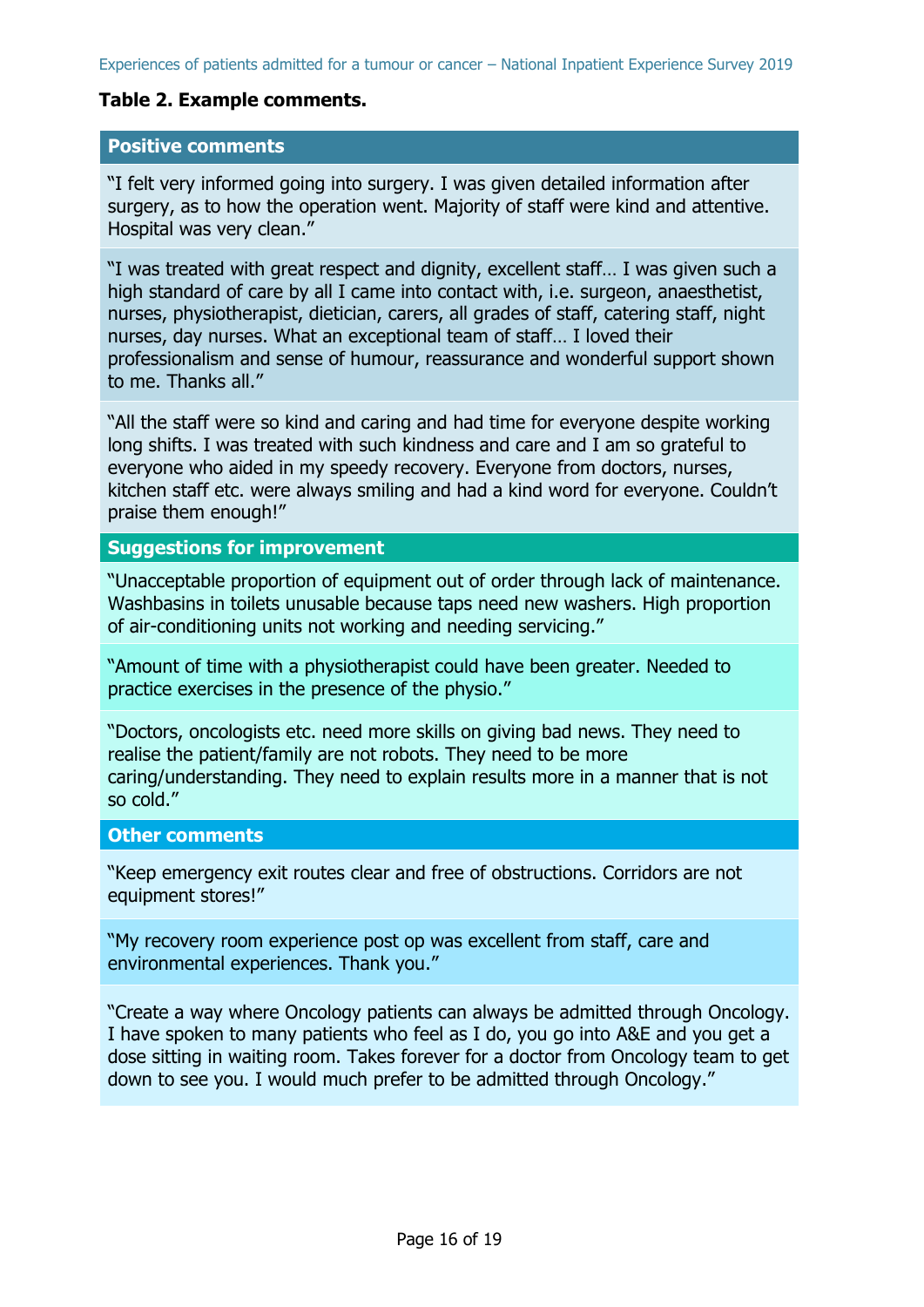**Table 2. Example comments.**

| Positive comments |
|---|
| "I felt very informed going into surgery. I was given detailed information after surgery, as to how the operation went. Majority of staff were kind and attentive. Hospital was very clean." |
| "I was treated with great respect and dignity, excellent staff… I was given such a high standard of care by all I came into contact with, i.e. surgeon, anaesthetist, nurses, physiotherapist, dietician, carers, all grades of staff, catering staff, night nurses, day nurses. What an exceptional team of staff… I loved their professionalism and sense of humour, reassurance and wonderful support shown to me. Thanks all." |
| "All the staff were so kind and caring and had time for everyone despite working long shifts. I was treated with such kindness and care and I am so grateful to everyone who aided in my speedy recovery. Everyone from doctors, nurses, kitchen staff etc. were always smiling and had a kind word for everyone. Couldn't praise them enough!" |
| **Suggestions for improvement** |
| "Unacceptable proportion of equipment out of order through lack of maintenance. Washbasins in toilets unusable because taps need new washers. High proportion of air-conditioning units not working and needing servicing." |
| "Amount of time with a physiotherapist could have been greater. Needed to practice exercises in the presence of the physio." |
| "Doctors, oncologists etc. need more skills on giving bad news. They need to realise the patient/family are not robots. They need to be more caring/understanding. They need to explain results more in a manner that is not so cold." |
| **Other comments** |
| "Keep emergency exit routes clear and free of obstructions. Corridors are not equipment stores!" |
| "My recovery room experience post op was excellent from staff, care and environmental experiences. Thank you." |
| "Create a way where Oncology patients can always be admitted through Oncology. I have spoken to many patients who feel as I do, you go into A&E and you get a dose sitting in waiting room. Takes forever for a doctor from Oncology team to get down to see you. I would much prefer to be admitted through Oncology." |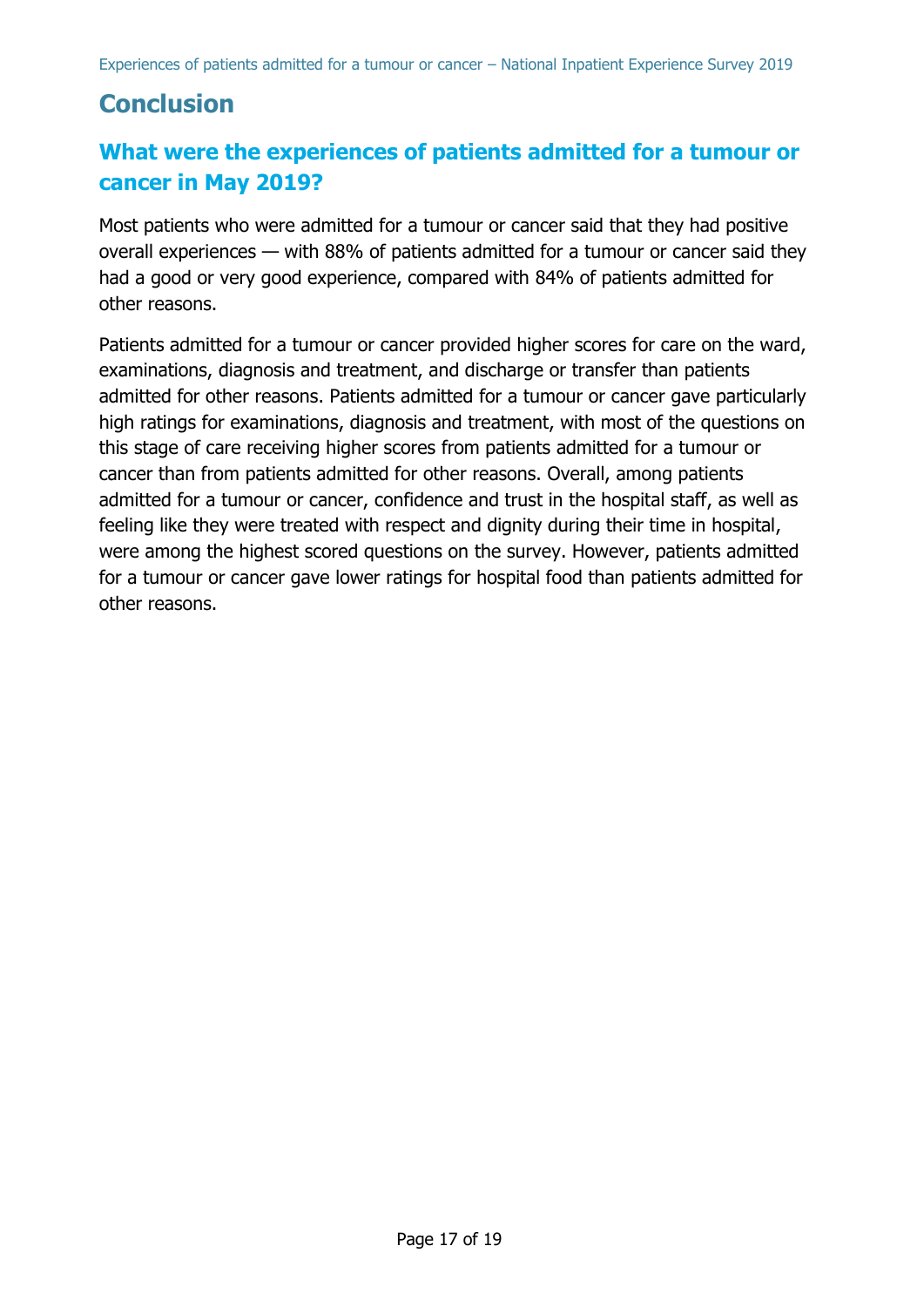# Conclusion

## What were the experiences of patients admitted for a tumour or cancer in May 2019?

Most patients who were admitted for a tumour or cancer said that they had positive overall experiences — with 88% of patients admitted for a tumour or cancer said they had a good or very good experience, compared with 84% of patients admitted for other reasons.

Patients admitted for a tumour or cancer provided higher scores for care on the ward, examinations, diagnosis and treatment, and discharge or transfer than patients admitted for other reasons. Patients admitted for a tumour or cancer gave particularly high ratings for examinations, diagnosis and treatment, with most of the questions on this stage of care receiving higher scores from patients admitted for a tumour or cancer than from patients admitted for other reasons. Overall, among patients admitted for a tumour or cancer, confidence and trust in the hospital staff, as well as feeling like they were treated with respect and dignity during their time in hospital, were among the highest scored questions on the survey. However, patients admitted for a tumour or cancer gave lower ratings for hospital food than patients admitted for other reasons.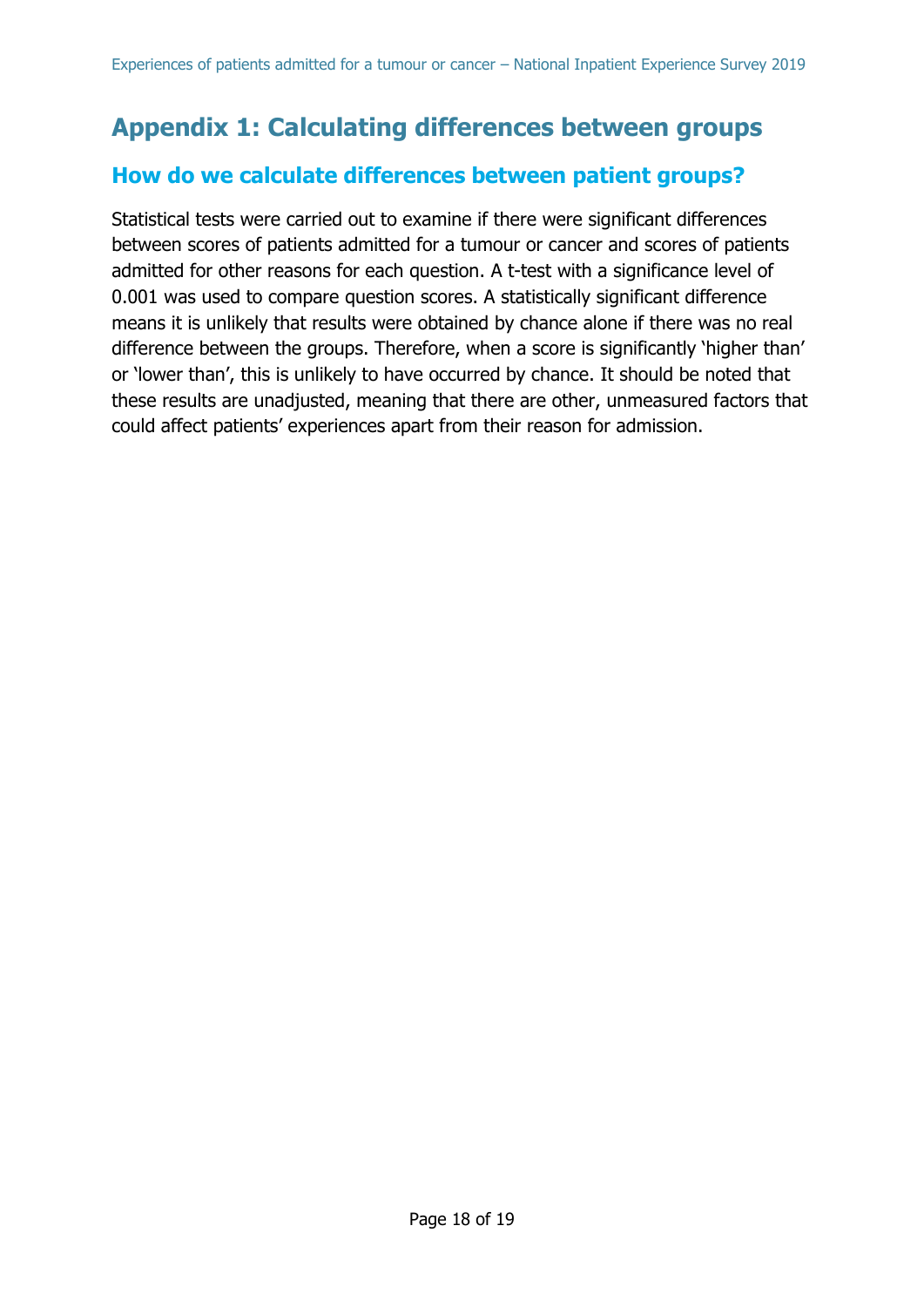# Appendix 1: Calculating differences between groups

## How do we calculate differences between patient groups?

Statistical tests were carried out to examine if there were significant differences between scores of patients admitted for a tumour or cancer and scores of patients admitted for other reasons for each question. A t-test with a significance level of 0.001 was used to compare question scores. A statistically significant difference means it is unlikely that results were obtained by chance alone if there was no real difference between the groups. Therefore, when a score is significantly 'higher than' or 'lower than', this is unlikely to have occurred by chance. It should be noted that these results are unadjusted, meaning that there are other, unmeasured factors that could affect patients' experiences apart from their reason for admission.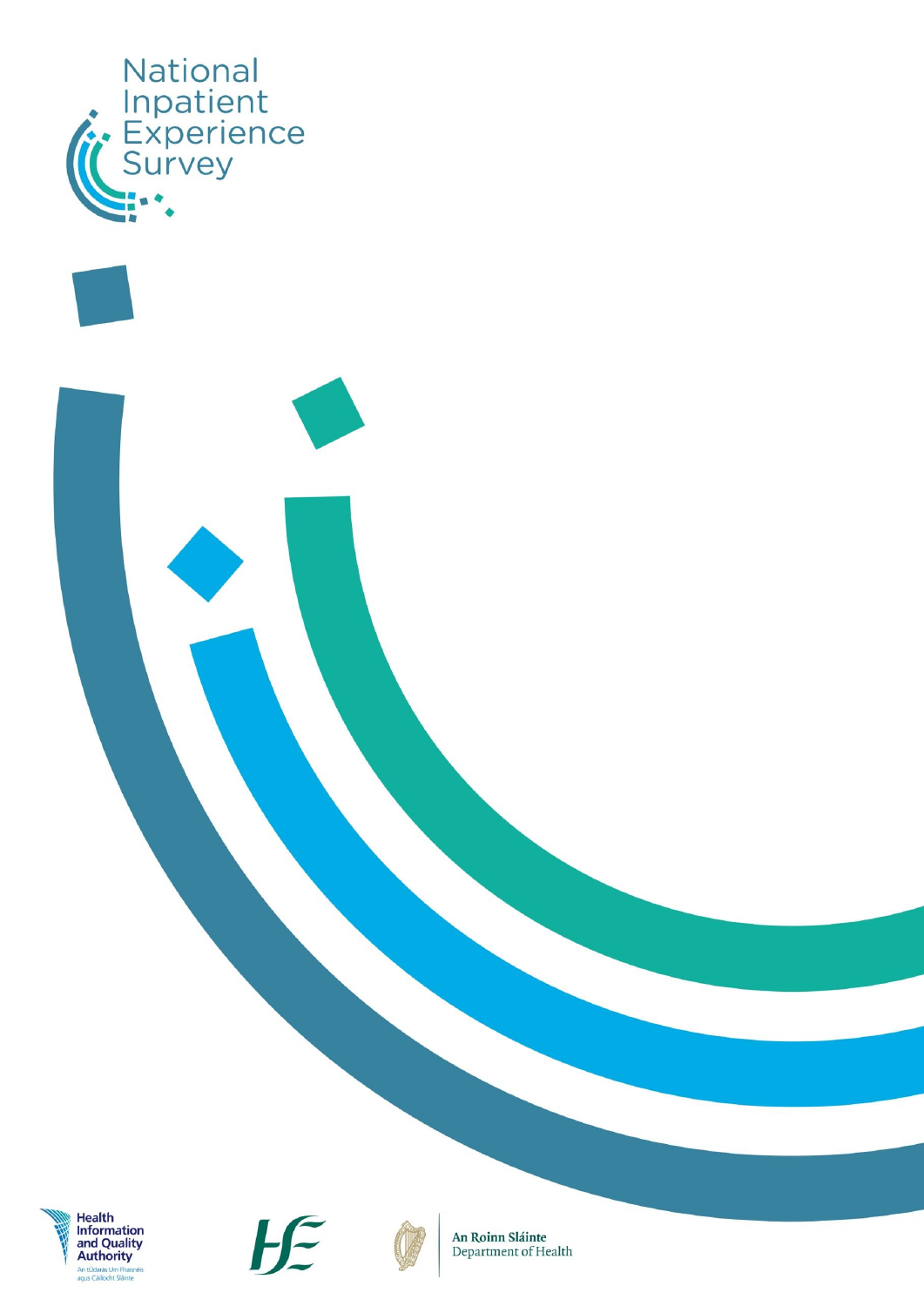National Inpatient Experience Survey

Health Information and Quality Authority

An tÚdarás Um Fhaisnéis agus Cáilíocht Sláinte

An Roinn Sláinte

Department of Health